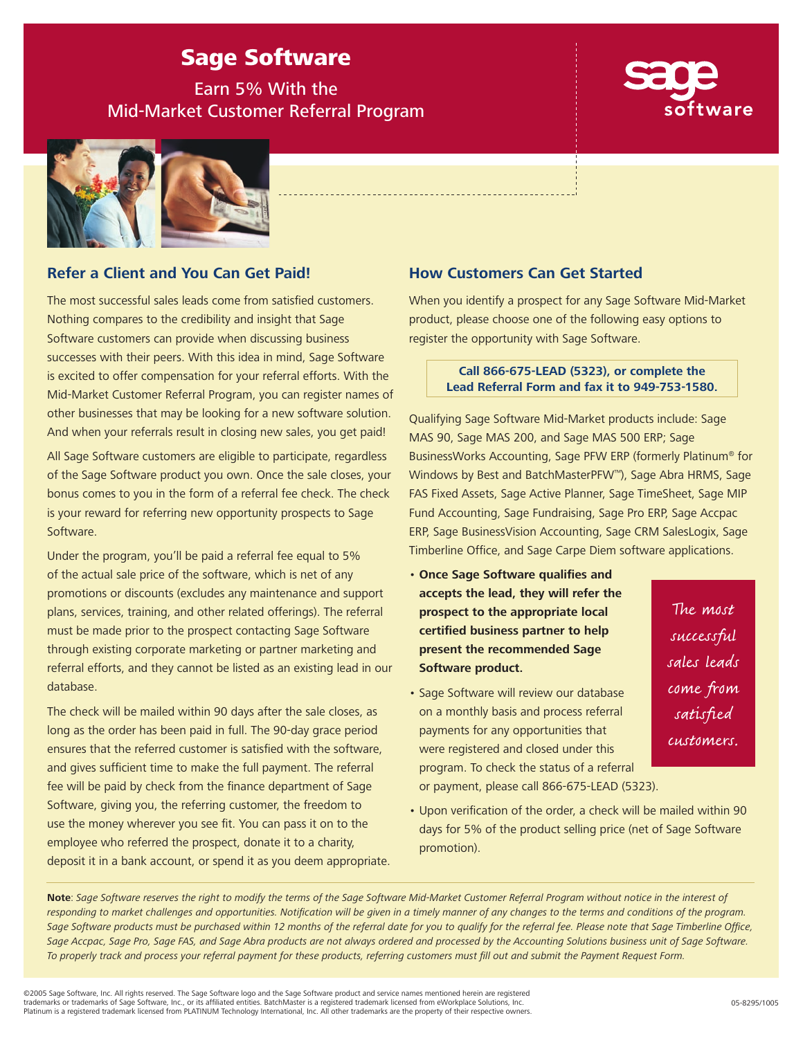# Sage Software

## Earn 5% With the Mid-Market Customer Referral Program

## Refer a Client and You Can Get Paid!

The most successful sales leads come from satisfied customers. Nothing compares to the credibility and insight that Sage Software customers can provide when discussing business successes with their peers. With this idea in mind, Sage Software is excited to offer compensation for your referral efforts. With the Mid-Market Customer Referral Program, you can register names of other businesses that may be looking for a new software solution. And when your referrals result in closing new sales, you get paid!

All Sage Software customers are eligible to participate, regardless of the Sage Software product you own. Once the sale closes, your bonus comes to you in the form of a referral fee check. The check is your reward for referring new opportunity prospects to Sage Software.

Under the program, you'll be paid a referral fee equal to 5% of the actual sale price of the software, which is net of any promotions or discounts (excludes any maintenance and support plans, services, training, and other related offerings). The referral must be made prior to the prospect contacting Sage Software through existing corporate marketing or partner marketing and referral efforts, and they cannot be listed as an existing lead in our database.

The check will be mailed within 90 days after the sale closes, as long as the order has been paid in full. The 90-day grace period ensures that the referred customer is satisfied with the software, and gives sufficient time to make the full payment. The referral fee will be paid by check from the finance department of Sage Software, giving you, the referring customer, the freedom to use the money wherever you see fit. You can pass it on to the employee who referred the prospect, donate it to a charity, deposit it in a bank account, or spend it as you deem appropriate.

## How Customers Can Get Started

When you identify a prospect for any Sage Software Mid-Market product, please choose one of the following easy options to register the opportunity with Sage Software.

**Call 866-675-LEAD (5323), or complete the Lead Referral Form and fax it to 949-753-1580.**

Qualifying Sage Software Mid-Market products include: Sage MAS 90, Sage MAS 200, and Sage MAS 500 ERP; Sage BusinessWorks Accounting, Sage PFW ERP (formerly Platinum® for Windows by Best and BatchMasterPFW™), Sage Abra HRMS, Sage FAS Fixed Assets, Sage Active Planner, Sage TimeSheet, Sage MIP Fund Accounting, Sage Fundraising, Sage Pro ERP, Sage Accpac ERP, Sage BusinessVision Accounting, Sage CRM SalesLogix, Sage Timberline Office, and Sage Carpe Diem software applications.

- **Once Sage Software qualifies and accepts the lead, they will refer the prospect to the appropriate local certified business partner to help present the recommended Sage Software product.**
- Sage Software will review our database on a monthly basis and process referral payments for any opportunities that were registered and closed under this program. To check the status of a referral or payment, please call 866-675-LEAD (5323).
- Upon verification of the order, a check will be mailed within 90 days for 5% of the product selling price (net of Sage Software promotion).

*The most successful sales leads come from satisfied customers.*

**Note**: *Sage Software reserves the right to modify the terms of the Sage Software Mid-Market Customer Referral Program without notice in the interest of responding to market challenges and opportunities. Notification will be given in a timely manner of any changes to the terms and conditions of the program. Sage Software products must be purchased within 12 months of the referral date for you to qualify for the referral fee. Please note that Sage Timberline Office, Sage Accpac, Sage Pro, Sage FAS, and Sage Abra products are not always ordered and processed by the Accounting Solutions business unit of Sage Software. To properly track and process your referral payment for these products, referring customers must fill out and submit the Payment Request Form.*

©2005 Sage Software, Inc. All rights reserved. The Sage Software logo and the Sage Software product and service names mentioned herein are registered trademarks or trademarks of Sage Software, Inc., or its affiliated entities. BatchMaster is a registered trademark licensed from eWorkplace Solutions, Inc. Platinum is a registered trademark licensed from PLATINUM Technology International, Inc. All other trademarks are the property of their respective owners.

05-8295/1005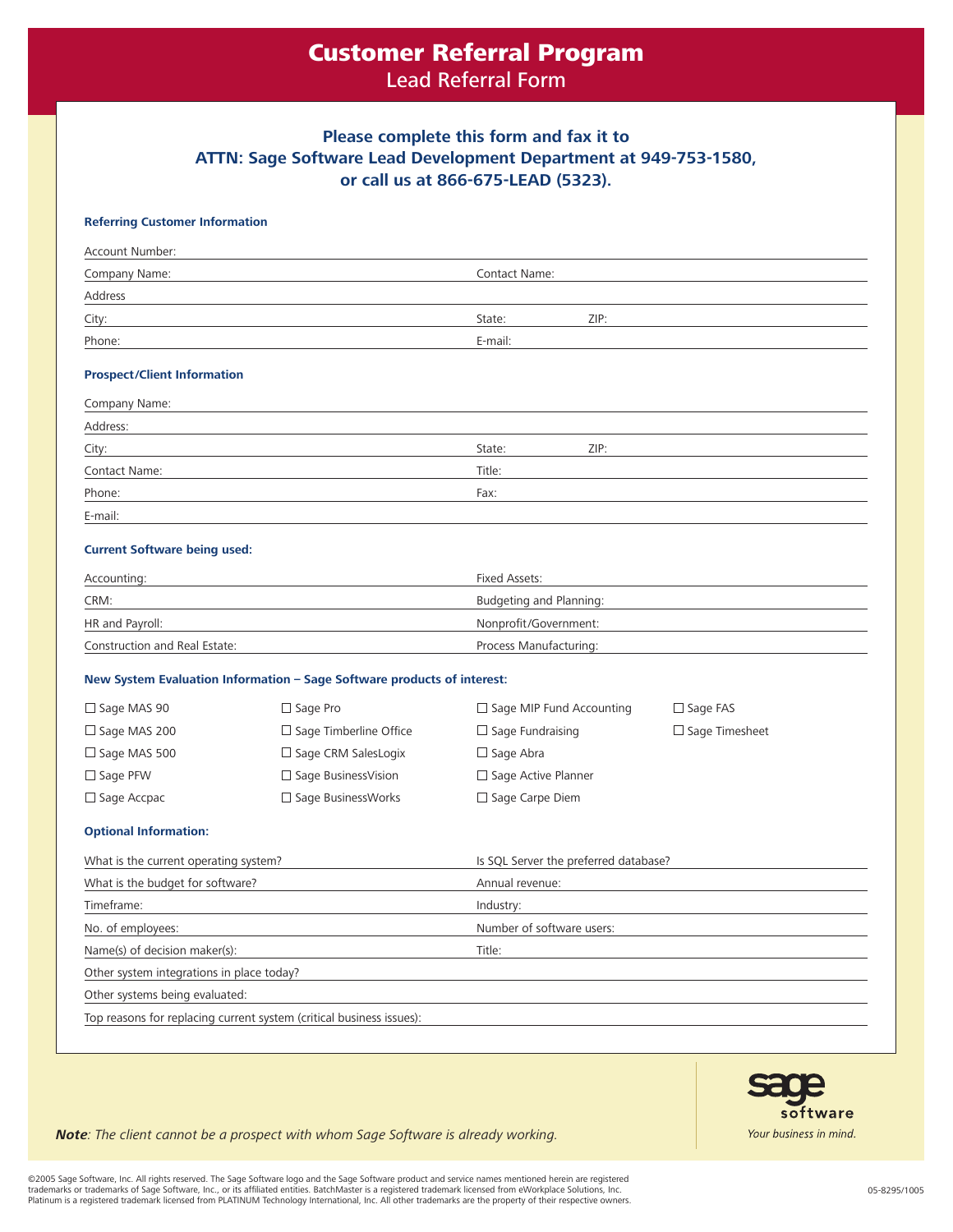# Customer Referral Program

## Lead Referral Form

**Please complete this form and fax it to ATTN: Sage Software Lead Development Department at 949-753-1580, or call us at 866-675-LEAD (5323).**

### Referring Customer Information

Account Number: \_\_\_\_\_\_\_\_\_\_\_\_\_\_\_\_\_\_\_\_

Company Name: \_\_\_\_\_\_\_\_\_\_\_\_\_\_\_\_\_\_\_\_ Contact Name: \_\_\_\_\_\_\_\_\_\_\_\_\_\_\_\_\_\_\_\_

Address \_\_\_\_\_\_\_\_\_\_\_\_\_\_\_\_\_\_\_\_

City: \_\_\_\_\_\_\_\_\_\_\_\_\_\_\_\_\_\_\_\_ State: \_\_\_\_\_\_ ZIP: \_\_\_\_\_\_\_\_\_\_

Phone: \_\_\_\_\_\_\_\_\_\_\_\_\_\_\_\_\_\_\_\_ E-mail: \_\_\_\_\_\_\_\_\_\_\_\_\_\_\_\_\_\_\_\_

### Prospect/Client Information

Company Name: \_\_\_\_\_\_\_\_\_\_\_\_\_\_\_\_\_\_\_\_

Address: \_\_\_\_\_\_\_\_\_\_\_\_\_\_\_\_\_\_\_\_

City: \_\_\_\_\_\_\_\_\_\_\_\_\_\_\_\_\_\_\_\_ State: \_\_\_\_\_\_ ZIP: \_\_\_\_\_\_\_\_\_\_

Contact Name: \_\_\_\_\_\_\_\_\_\_\_\_\_\_\_\_\_\_\_\_ Title: \_\_\_\_\_\_\_\_\_\_\_\_\_\_\_\_\_\_\_\_

Phone: \_\_\_\_\_\_\_\_\_\_\_\_\_\_\_\_\_\_\_\_ Fax: \_\_\_\_\_\_\_\_\_\_\_\_\_\_\_\_\_\_\_\_

E-mail: \_\_\_\_\_\_\_\_\_\_\_\_\_\_\_\_\_\_\_\_

### Current Software being used:

Accounting: \_\_\_\_\_\_\_\_\_\_\_\_\_\_\_\_\_\_\_\_ Fixed Assets: \_\_\_\_\_\_\_\_\_\_\_\_\_\_\_\_\_\_\_\_

CRM: \_\_\_\_\_\_\_\_\_\_\_\_\_\_\_\_\_\_\_\_ Budgeting and Planning: \_\_\_\_\_\_\_\_\_\_\_\_\_\_\_\_\_\_\_\_

HR and Payroll: \_\_\_\_\_\_\_\_\_\_\_\_\_\_\_\_\_\_\_\_ Nonprofit/Government: \_\_\_\_\_\_\_\_\_\_\_\_\_\_\_\_\_\_\_\_

Construction and Real Estate: \_\_\_\_\_\_\_\_\_\_\_\_\_\_\_\_\_\_\_\_ Process Manufacturing: \_\_\_\_\_\_\_\_\_\_\_\_\_\_\_\_\_\_\_\_

### New System Evaluation Information – Sage Software products of interest:

- ☐ Sage MAS 90
- ☐ Sage MAS 200
- ☐ Sage MAS 500
- ☐ Sage PFW
- ☐ Sage Accpac
- ☐ Sage Pro
- ☐ Sage Timberline Office
- ☐ Sage CRM SalesLogix
- ☐ Sage BusinessVision
- ☐ Sage BusinessWorks
- ☐ Sage MIP Fund Accounting
- ☐ Sage Fundraising
- ☐ Sage Abra
- ☐ Sage Active Planner
- ☐ Sage Carpe Diem
- ☐ Sage FAS
- ☐ Sage Timesheet

### Optional Information:

What is the current operating system? \_\_\_\_\_\_\_\_\_\_\_\_\_\_\_\_\_\_\_\_ Is SQL Server the preferred database? \_\_\_\_\_\_\_\_\_\_\_\_\_\_\_\_\_\_\_\_

What is the budget for software? \_\_\_\_\_\_\_\_\_\_\_\_\_\_\_\_\_\_\_\_ Annual revenue: \_\_\_\_\_\_\_\_\_\_\_\_\_\_\_\_\_\_\_\_

Timeframe: \_\_\_\_\_\_\_\_\_\_\_\_\_\_\_\_\_\_\_\_ Industry: \_\_\_\_\_\_\_\_\_\_\_\_\_\_\_\_\_\_\_\_

No. of employees: \_\_\_\_\_\_\_\_\_\_\_\_\_\_\_\_\_\_\_\_ Number of software users: \_\_\_\_\_\_\_\_\_\_\_\_\_\_\_\_\_\_\_\_

Name(s) of decision maker(s): \_\_\_\_\_\_\_\_\_\_\_\_\_\_\_\_\_\_\_\_ Title: \_\_\_\_\_\_\_\_\_\_\_\_\_\_\_\_\_\_\_\_

Other system integrations in place today? \_\_\_\_\_\_\_\_\_\_\_\_\_\_\_\_\_\_\_\_

Other systems being evaluated: \_\_\_\_\_\_\_\_\_\_\_\_\_\_\_\_\_\_\_\_

Top reasons for replacing current system (critical business issues): \_\_\_\_\_\_\_\_\_\_\_\_\_\_\_\_\_\_\_\_

***Note**: The client cannot be a prospect with whom Sage Software is already working.*

sage software

*Your business in mind.*

©2005 Sage Software, Inc. All rights reserved. The Sage Software logo and the Sage Software product and service names mentioned herein are registered trademarks or trademarks of Sage Software, Inc., or its affiliated entities. BatchMaster is a registered trademark licensed from eWorkplace Solutions, Inc. Platinum is a registered trademark licensed from PLATINUM Technology International, Inc. All other trademarks are the property of their respective owners.

05-8295/1005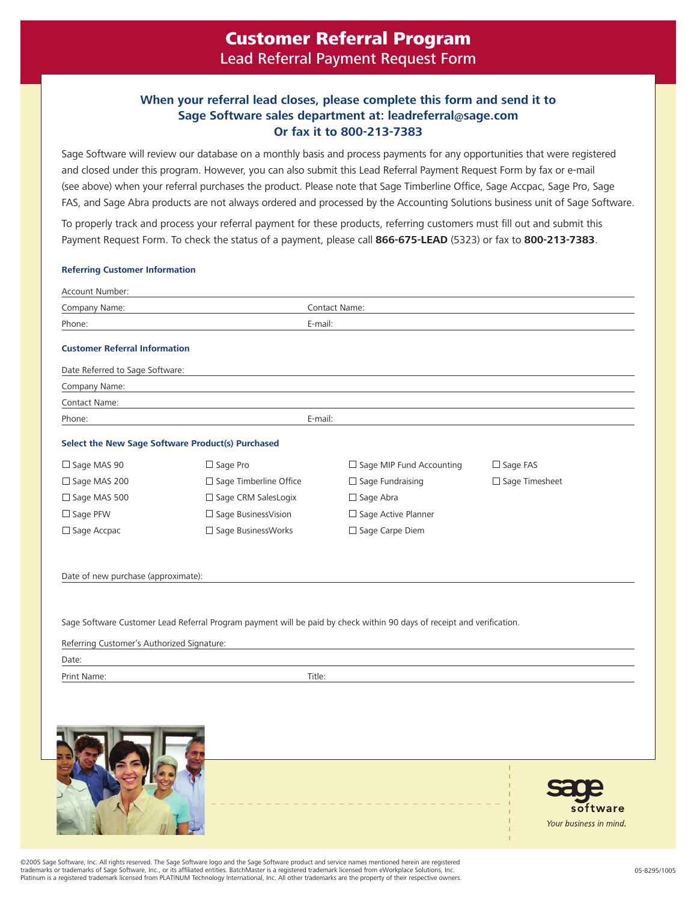# Customer Referral Program

## Lead Referral Payment Request Form

### When your referral lead closes, please complete this form and send it to Sage Software sales department at: leadreferral@sage.com Or fax it to 800-213-7383

Sage Software will review our database on a monthly basis and process payments for any opportunities that were registered and closed under this program. However, you can also submit this Lead Referral Payment Request Form by fax or e-mail (see above) when your referral purchases the product. Please note that Sage Timberline Office, Sage Accpac, Sage Pro, Sage FAS, and Sage Abra products are not always ordered and processed by the Accounting Solutions business unit of Sage Software.

To properly track and process your referral payment for these products, referring customers must fill out and submit this Payment Request Form. To check the status of a payment, please call **866-675-LEAD** (5323) or fax to **800-213-7383**.

**Referring Customer Information**

Account Number: ____________________

Company Name: ____________________ Contact Name: ____________________

Phone: ____________________ E-mail: ____________________

**Customer Referral Information**

Date Referred to Sage Software: ____________________

Company Name: ____________________

Contact Name: ____________________

Phone: ____________________ E-mail: ____________________

**Select the New Sage Software Product(s) Purchased**

| | | | |
|---|---|---|---|
| ☐ Sage MAS 90 | ☐ Sage Pro | ☐ Sage MIP Fund Accounting | ☐ Sage FAS |
| ☐ Sage MAS 200 | ☐ Sage Timberline Office | ☐ Sage Fundraising | ☐ Sage Timesheet |
| ☐ Sage MAS 500 | ☐ Sage CRM SalesLogix | ☐ Sage Abra | |
| ☐ Sage PFW | ☐ Sage BusinessVision | ☐ Sage Active Planner | |
| ☐ Sage Accpac | ☐ Sage BusinessWorks | ☐ Sage Carpe Diem | |

Date of new purchase (approximate): ____________________

Sage Software Customer Lead Referral Program payment will be paid by check within 90 days of receipt and verification.

Referring Customer's Authorized Signature: ____________________

Date: ____________________

Print Name: ____________________ Title: ____________________

sage software

*Your business in mind.*

©2005 Sage Software, Inc. All rights reserved. The Sage Software logo and the Sage Software product and service names mentioned herein are registered trademarks or trademarks of Sage Software, Inc., or its affiliated entities. BatchMaster is a registered trademark licensed from eWorkplace Solutions, Inc. Platinum is a registered trademark licensed from PLATINUM Technology International, Inc. All other trademarks are the property of their respective owners.

05-8295/1005